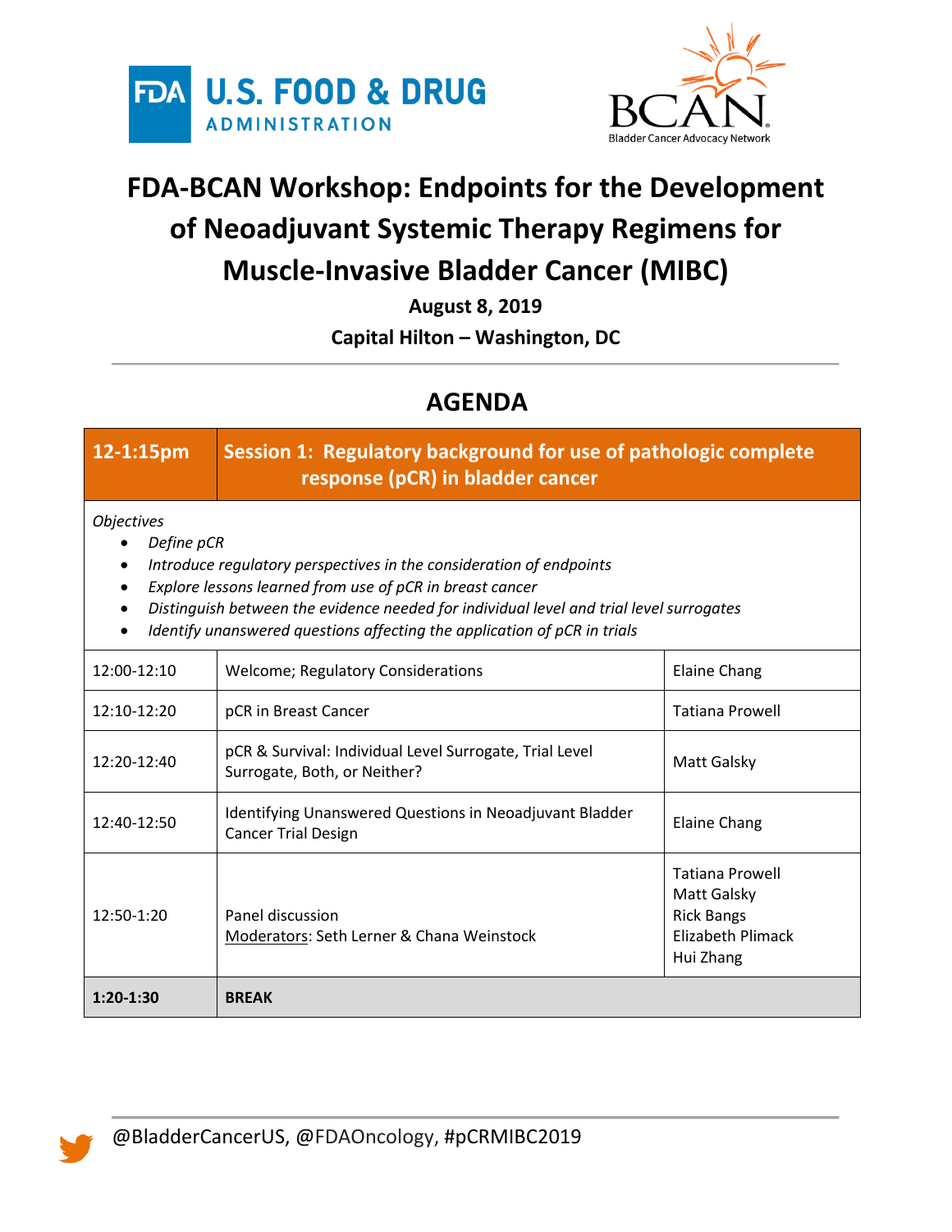U.S. FOOD & DRUG ADMINISTRATION

BCAN Bladder Cancer Advocacy Network

# FDA-BCAN Workshop: Endpoints for the Development of Neoadjuvant Systemic Therapy Regimens for Muscle-Invasive Bladder Cancer (MIBC)

**August 8, 2019**

**Capital Hilton – Washington, DC**

## AGENDA

| 12-1:15pm | Session 1: Regulatory background for use of pathologic complete response (pCR) in bladder cancer | |
|---|---|---|
| *Objectives*<br>• *Define pCR*<br>• *Introduce regulatory perspectives in the consideration of endpoints*<br>• *Explore lessons learned from use of pCR in breast cancer*<br>• *Distinguish between the evidence needed for individual level and trial level surrogates*<br>• *Identify unanswered questions affecting the application of pCR in trials* | | |
| 12:00-12:10 | Welcome; Regulatory Considerations | Elaine Chang |
| 12:10-12:20 | pCR in Breast Cancer | Tatiana Prowell |
| 12:20-12:40 | pCR & Survival: Individual Level Surrogate, Trial Level Surrogate, Both, or Neither? | Matt Galsky |
| 12:40-12:50 | Identifying Unanswered Questions in Neoadjuvant Bladder Cancer Trial Design | Elaine Chang |
| 12:50-1:20 | Panel discussion<br>Moderators: Seth Lerner & Chana Weinstock | Tatiana Prowell<br>Matt Galsky<br>Rick Bangs<br>Elizabeth Plimack<br>Hui Zhang |
| **1:20-1:30** | **BREAK** | |

@BladderCancerUS, @FDAOncology, #pCRMIBC2019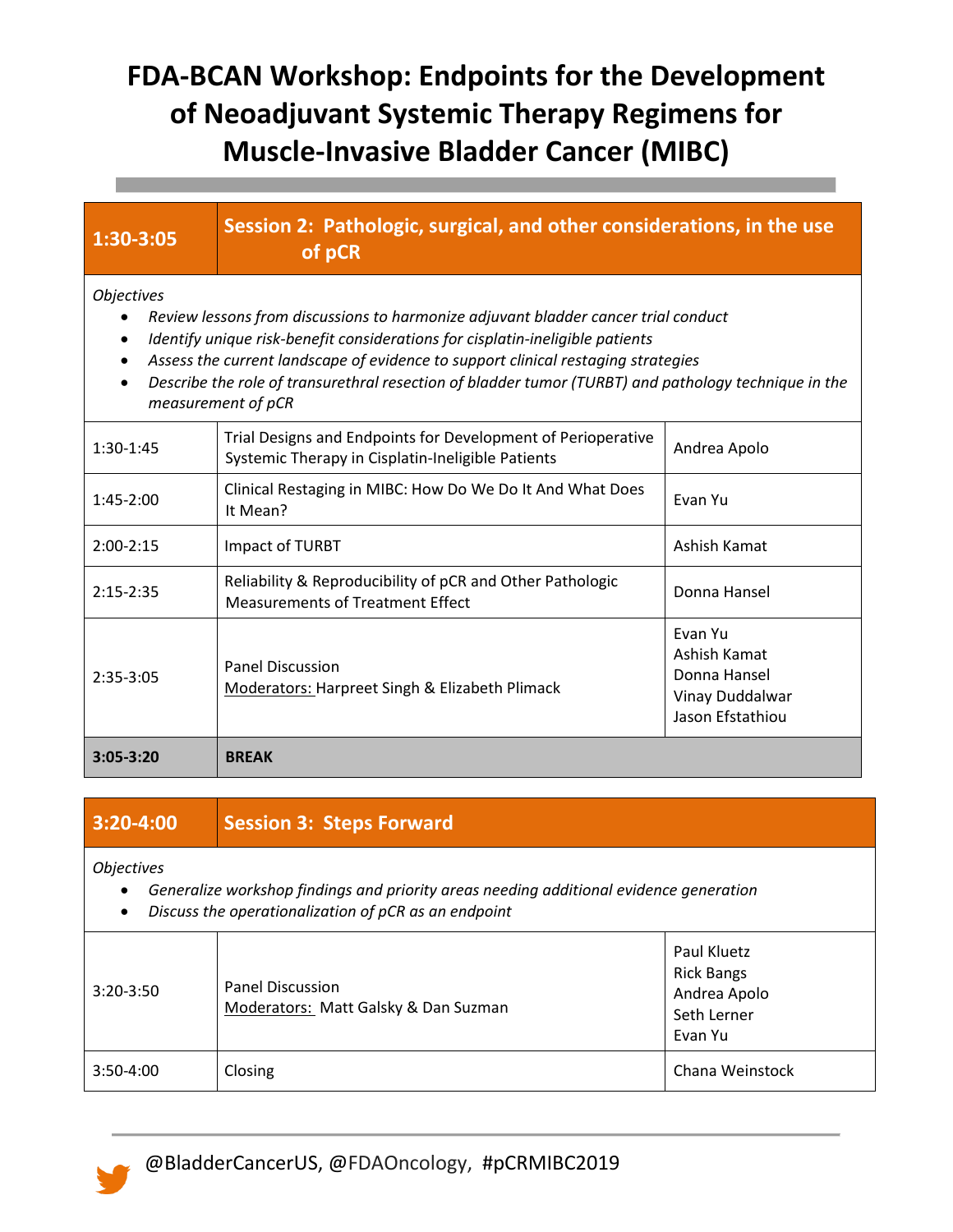# FDA-BCAN Workshop: Endpoints for the Development of Neoadjuvant Systemic Therapy Regimens for Muscle-Invasive Bladder Cancer (MIBC)

| | | |
|---|---|---|
| **1:30-3:05** | **Session 2: Pathologic, surgical, and other considerations, in the use of pCR** | |

*Objectives*

- *Review lessons from discussions to harmonize adjuvant bladder cancer trial conduct*
- *Identify unique risk-benefit considerations for cisplatin-ineligible patients*
- *Assess the current landscape of evidence to support clinical restaging strategies*
- *Describe the role of transurethral resection of bladder tumor (TURBT) and pathology technique in the measurement of pCR*

| | | |
|---|---|---|
| 1:30-1:45 | Trial Designs and Endpoints for Development of Perioperative Systemic Therapy in Cisplatin-Ineligible Patients | Andrea Apolo |
| 1:45-2:00 | Clinical Restaging in MIBC: How Do We Do It And What Does It Mean? | Evan Yu |
| 2:00-2:15 | Impact of TURBT | Ashish Kamat |
| 2:15-2:35 | Reliability & Reproducibility of pCR and Other Pathologic Measurements of Treatment Effect | Donna Hansel |
| 2:35-3:05 | Panel Discussion<br>Moderators: Harpreet Singh & Elizabeth Plimack | Evan Yu<br>Ashish Kamat<br>Donna Hansel<br>Vinay Duddalwar<br>Jason Efstathiou |
| **3:05-3:20** | **BREAK** | |

| | | |
|---|---|---|
| **3:20-4:00** | **Session 3: Steps Forward** | |

*Objectives*

- *Generalize workshop findings and priority areas needing additional evidence generation*
- *Discuss the operationalization of pCR as an endpoint*

| | | |
|---|---|---|
| 3:20-3:50 | Panel Discussion<br>Moderators: Matt Galsky & Dan Suzman | Paul Kluetz<br>Rick Bangs<br>Andrea Apolo<br>Seth Lerner<br>Evan Yu |
| 3:50-4:00 | Closing | Chana Weinstock |

@BladderCancerUS, @FDAOncology, #pCRMIBC2019